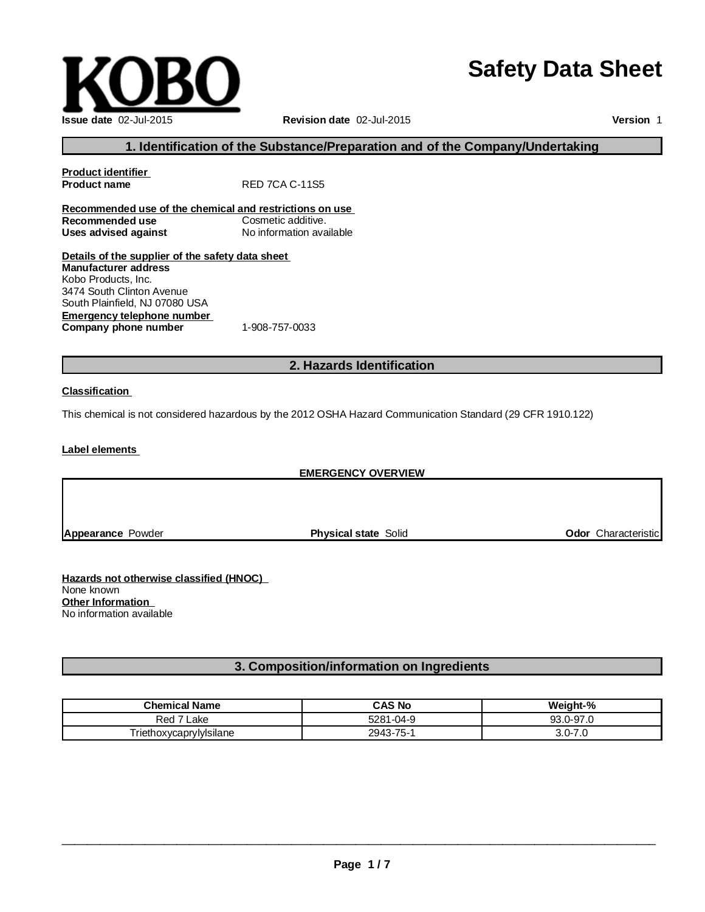KOBO

# Safety Data Sheet

**Issue date** 02-Jul-2015 **Revision date** 02-Jul-2015 **Version** 1

## 1. Identification of the Substance/Preparation and of the Company/Undertaking

**Product identifier**
**Product name** RED 7CA C-11S5

**Recommended use of the chemical and restrictions on use**
**Recommended use** Cosmetic additive.
**Uses advised against** No information available

**Details of the supplier of the safety data sheet**
**Manufacturer address**
Kobo Products, Inc.
3474 South Clinton Avenue
South Plainfield, NJ 07080 USA
**Emergency telephone number**
**Company phone number** 1-908-757-0033

## 2. Hazards Identification

**Classification**

This chemical is not considered hazardous by the 2012 OSHA Hazard Communication Standard (29 CFR 1910.122)

**Label elements**

**EMERGENCY OVERVIEW**

**Appearance** Powder **Physical state** Solid **Odor** Characteristic

**Hazards not otherwise classified (HNOC)**
None known
**Other Information**
No information available

## 3. Composition/information on Ingredients

| Chemical Name | CAS No | Weight-% |
|---|---|---|
| Red 7 Lake | 5281-04-9 | 93.0-97.0 |
| Triethoxycaprylylsilane | 2943-75-1 | 3.0-7.0 |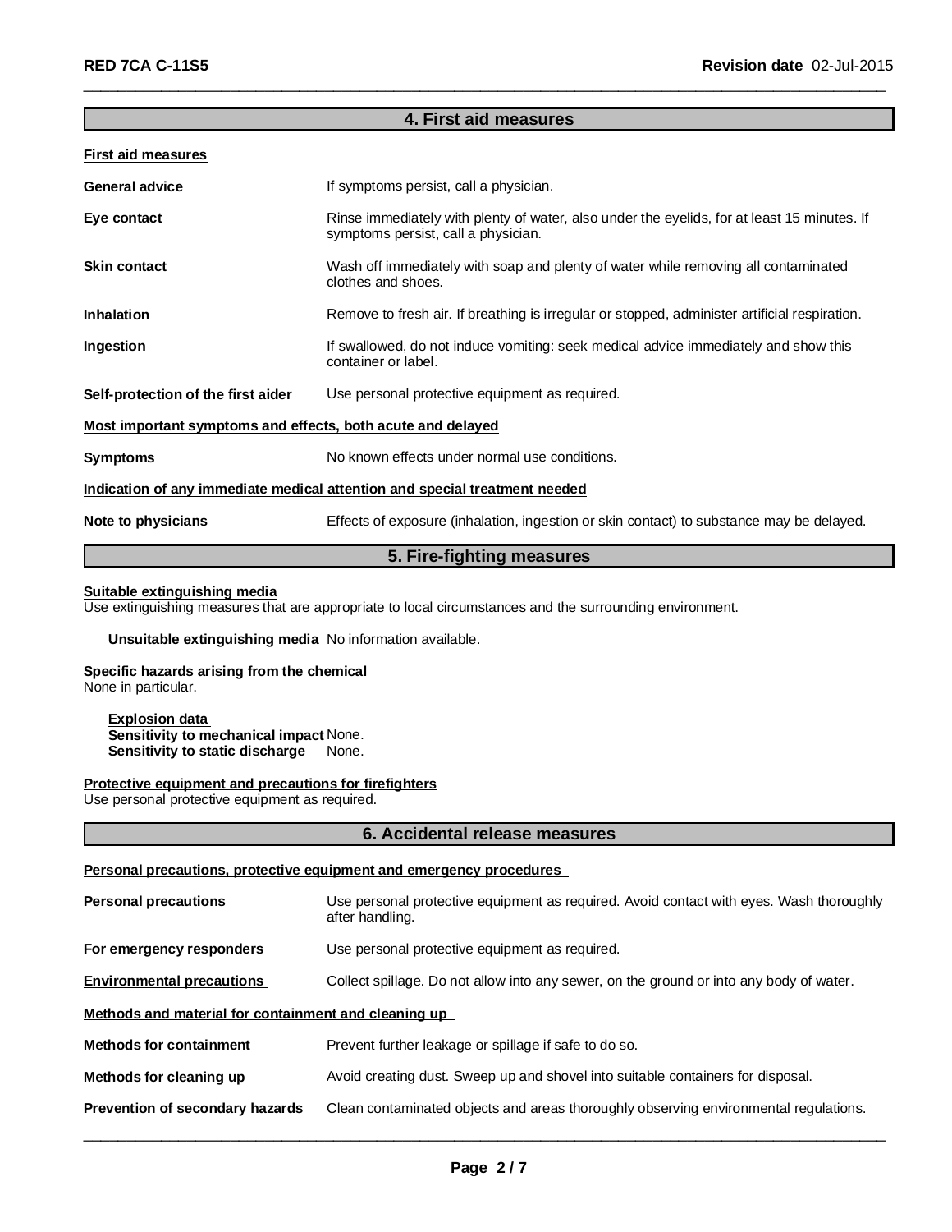## 4. First aid measures

**First aid measures**

| | |
|---|---|
| **General advice** | If symptoms persist, call a physician. |
| **Eye contact** | Rinse immediately with plenty of water, also under the eyelids, for at least 15 minutes. If symptoms persist, call a physician. |
| **Skin contact** | Wash off immediately with soap and plenty of water while removing all contaminated clothes and shoes. |
| **Inhalation** | Remove to fresh air. If breathing is irregular or stopped, administer artificial respiration. |
| **Ingestion** | If swallowed, do not induce vomiting: seek medical advice immediately and show this container or label. |
| **Self-protection of the first aider** | Use personal protective equipment as required. |

**Most important symptoms and effects, both acute and delayed**

| | |
|---|---|
| **Symptoms** | No known effects under normal use conditions. |

**Indication of any immediate medical attention and special treatment needed**

| | |
|---|---|
| **Note to physicians** | Effects of exposure (inhalation, ingestion or skin contact) to substance may be delayed. |

## 5. Fire-fighting measures

**Suitable extinguishing media**
Use extinguishing measures that are appropriate to local circumstances and the surrounding environment.

**Unsuitable extinguishing media** No information available.

**Specific hazards arising from the chemical**
None in particular.

**Explosion data**
**Sensitivity to mechanical impact** None.
**Sensitivity to static discharge** None.

**Protective equipment and precautions for firefighters**
Use personal protective equipment as required.

## 6. Accidental release measures

**Personal precautions, protective equipment and emergency procedures**

| | |
|---|---|
| **Personal precautions** | Use personal protective equipment as required. Avoid contact with eyes. Wash thoroughly after handling. |
| **For emergency responders** | Use personal protective equipment as required. |
| **Environmental precautions** | Collect spillage. Do not allow into any sewer, on the ground or into any body of water. |

**Methods and material for containment and cleaning up**

| | |
|---|---|
| **Methods for containment** | Prevent further leakage or spillage if safe to do so. |
| **Methods for cleaning up** | Avoid creating dust. Sweep up and shovel into suitable containers for disposal. |
| **Prevention of secondary hazards** | Clean contaminated objects and areas thoroughly observing environmental regulations. |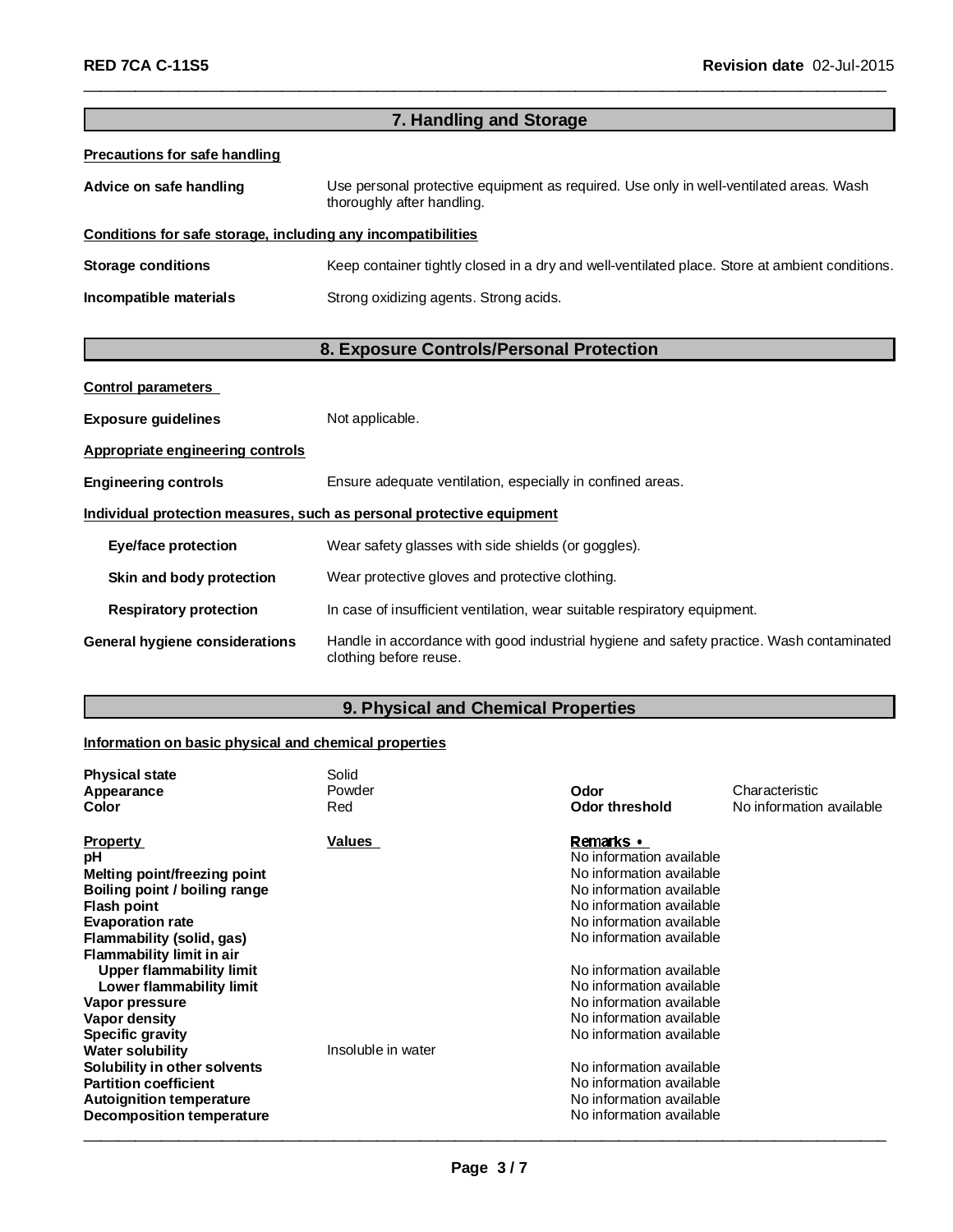## 7. Handling and Storage

**Precautions for safe handling**

**Advice on safe handling**: Use personal protective equipment as required. Use only in well-ventilated areas. Wash thoroughly after handling.

**Conditions for safe storage, including any incompatibilities**

**Storage conditions**: Keep container tightly closed in a dry and well-ventilated place. Store at ambient conditions.

**Incompatible materials**: Strong oxidizing agents. Strong acids.

## 8. Exposure Controls/Personal Protection

**Control parameters**

**Exposure guidelines**: Not applicable.

**Appropriate engineering controls**

**Engineering controls**: Ensure adequate ventilation, especially in confined areas.

**Individual protection measures, such as personal protective equipment**

- **Eye/face protection**: Wear safety glasses with side shields (or goggles).
- **Skin and body protection**: Wear protective gloves and protective clothing.
- **Respiratory protection**: In case of insufficient ventilation, wear suitable respiratory equipment.

**General hygiene considerations**: Handle in accordance with good industrial hygiene and safety practice. Wash contaminated clothing before reuse.

## 9. Physical and Chemical Properties

**Information on basic physical and chemical properties**

| | | | |
|---|---|---|---|
| **Physical state** | Solid | | |
| **Appearance** | Powder | **Odor** | Characteristic |
| **Color** | Red | **Odor threshold** | No information available |

| Property | Values | Remarks • |
|---|---|---|
| **pH** | | No information available |
| **Melting point/freezing point** | | No information available |
| **Boiling point / boiling range** | | No information available |
| **Flash point** | | No information available |
| **Evaporation rate** | | No information available |
| **Flammability (solid, gas)** | | No information available |
| **Flammability limit in air** | | |
| **Upper flammability limit** | | No information available |
| **Lower flammability limit** | | No information available |
| **Vapor pressure** | | No information available |
| **Vapor density** | | No information available |
| **Specific gravity** | | No information available |
| **Water solubility** | Insoluble in water | |
| **Solubility in other solvents** | | No information available |
| **Partition coefficient** | | No information available |
| **Autoignition temperature** | | No information available |
| **Decomposition temperature** | | No information available |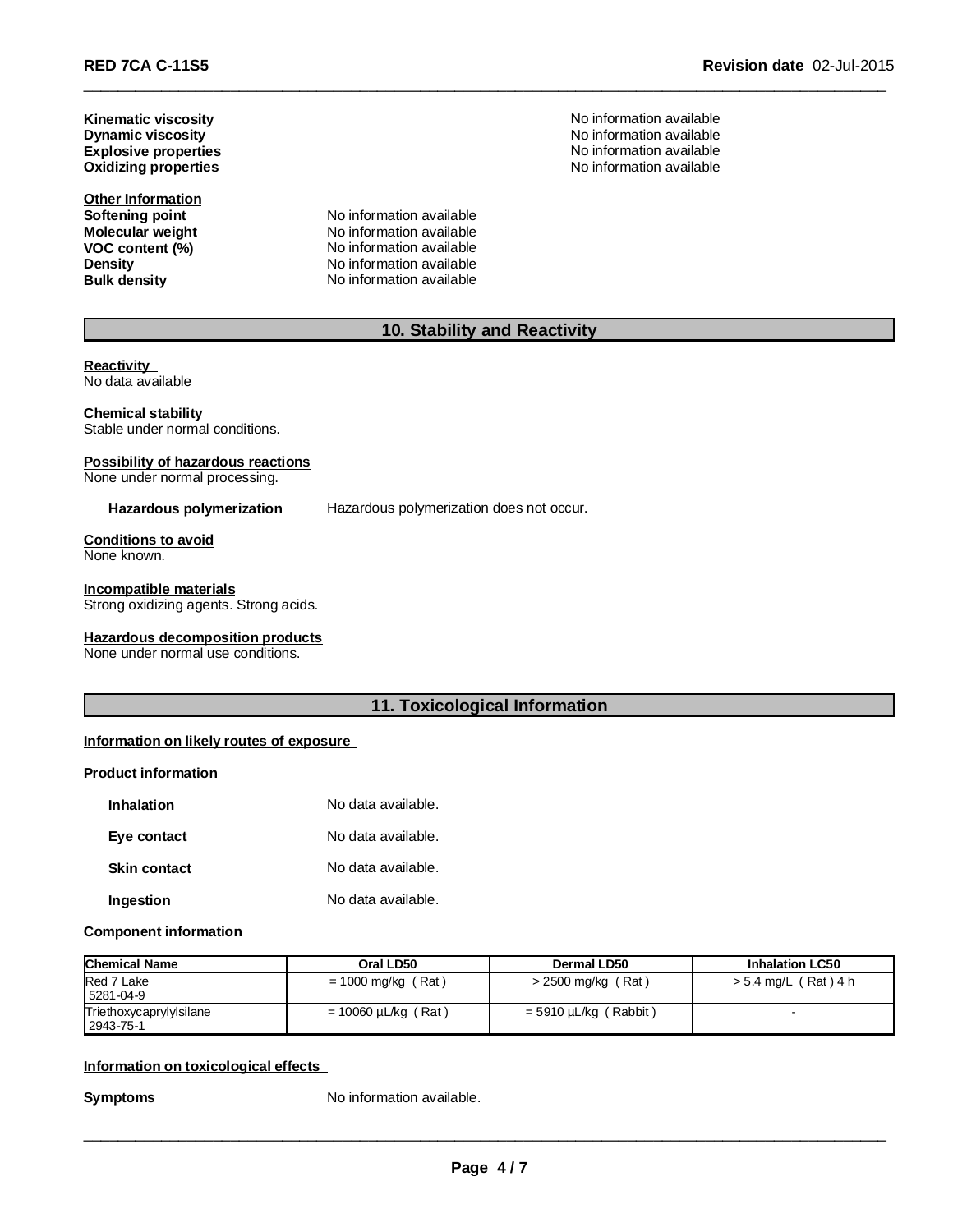**Kinematic viscosity** No information available
**Dynamic viscosity** No information available
**Explosive properties** No information available
**Oxidizing properties** No information available

**Other Information**
**Softening point** No information available
**Molecular weight** No information available
**VOC content (%)** No information available
**Density** No information available
**Bulk density** No information available

## 10. Stability and Reactivity

**Reactivity**
No data available

**Chemical stability**
Stable under normal conditions.

**Possibility of hazardous reactions**
None under normal processing.

**Hazardous polymerization** Hazardous polymerization does not occur.

**Conditions to avoid**
None known.

**Incompatible materials**
Strong oxidizing agents. Strong acids.

**Hazardous decomposition products**
None under normal use conditions.

## 11. Toxicological Information

**Information on likely routes of exposure**

**Product information**

**Inhalation** No data available.

**Eye contact** No data available.

**Skin contact** No data available.

**Ingestion** No data available.

**Component information**

| Chemical Name | Oral LD50 | Dermal LD50 | Inhalation LC50 |
|---|---|---|---|
| Red 7 Lake 5281-04-9 | = 1000 mg/kg ( Rat ) | > 2500 mg/kg ( Rat ) | > 5.4 mg/L ( Rat ) 4 h |
| Triethoxycaprylylsilane 2943-75-1 | = 10060 µL/kg ( Rat ) | = 5910 µL/kg ( Rabbit ) | - |

**Information on toxicological effects**

**Symptoms** No information available.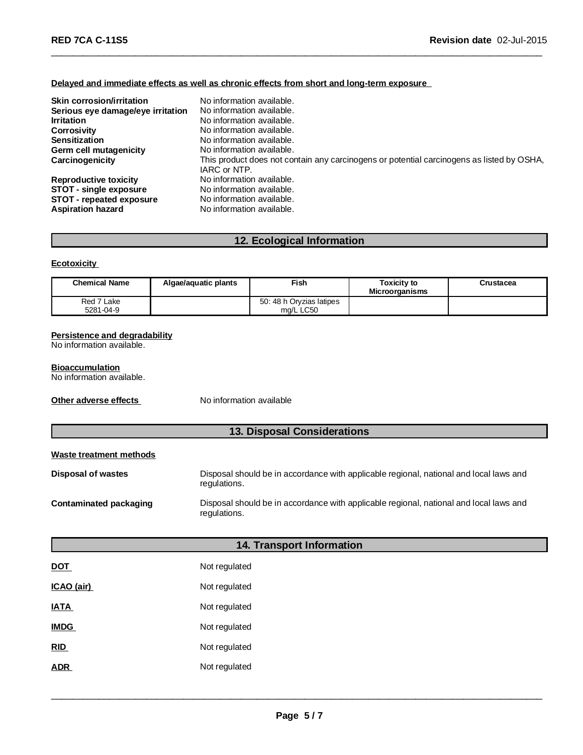**Delayed and immediate effects as well as chronic effects from short and long-term exposure**

| | |
|---|---|
| **Skin corrosion/irritation** | No information available. |
| **Serious eye damage/eye irritation** | No information available. |
| **Irritation** | No information available. |
| **Corrosivity** | No information available. |
| **Sensitization** | No information available. |
| **Germ cell mutagenicity** | No information available. |
| **Carcinogenicity** | This product does not contain any carcinogens or potential carcinogens as listed by OSHA, IARC or NTP. |
| **Reproductive toxicity** | No information available. |
| **STOT - single exposure** | No information available. |
| **STOT - repeated exposure** | No information available. |
| **Aspiration hazard** | No information available. |

## 12. Ecological Information

**Ecotoxicity**

| Chemical Name | Algae/aquatic plants | Fish | Toxicity to Microorganisms | Crustacea |
|---|---|---|---|---|
| Red 7 Lake 5281-04-9 | | 50: 48 h Oryzias latipes mg/L LC50 | | |

**Persistence and degradability**
No information available.

**Bioaccumulation**
No information available.

**Other adverse effects** No information available

## 13. Disposal Considerations

**Waste treatment methods**

| | |
|---|---|
| **Disposal of wastes** | Disposal should be in accordance with applicable regional, national and local laws and regulations. |
| **Contaminated packaging** | Disposal should be in accordance with applicable regional, national and local laws and regulations. |

## 14. Transport Information

| | |
|---|---|
| **DOT** | Not regulated |
| **ICAO (air)** | Not regulated |
| **IATA** | Not regulated |
| **IMDG** | Not regulated |
| **RID** | Not regulated |
| **ADR** | Not regulated |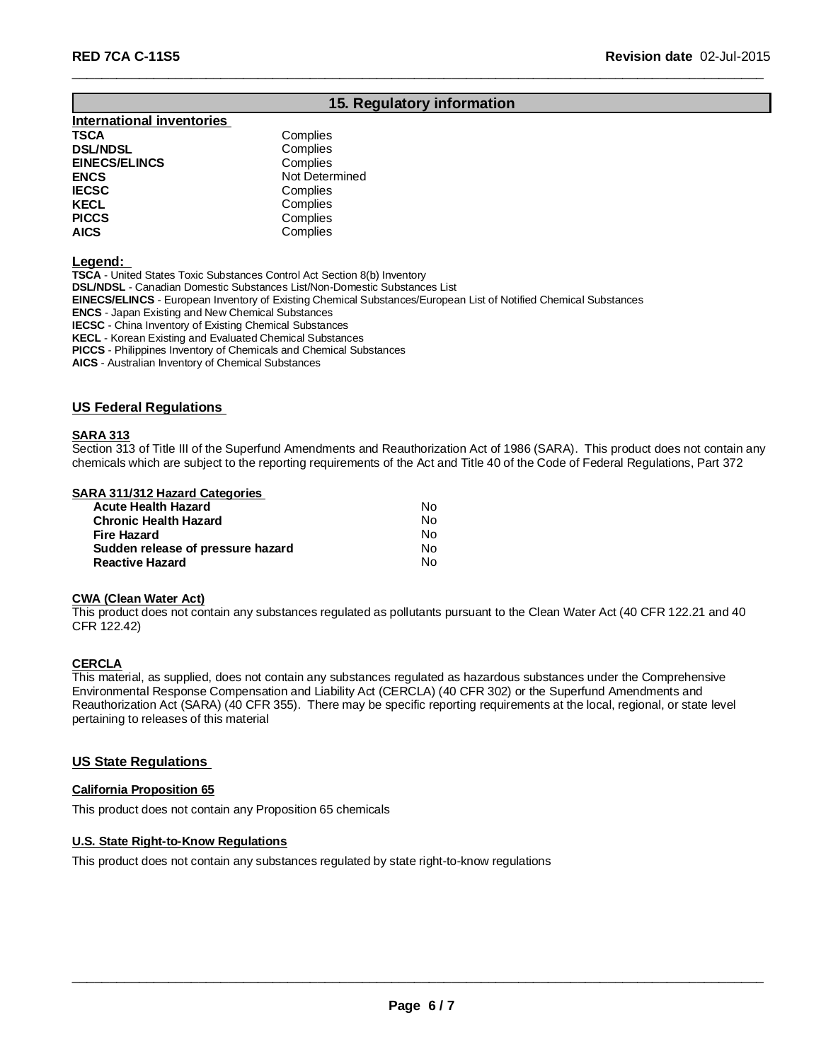## 15. Regulatory information

### International inventories

| | |
|---|---|
| **TSCA** | Complies |
| **DSL/NDSL** | Complies |
| **EINECS/ELINCS** | Complies |
| **ENCS** | Not Determined |
| **IECSC** | Complies |
| **KECL** | Complies |
| **PICCS** | Complies |
| **AICS** | Complies |

**Legend:**

**TSCA** - United States Toxic Substances Control Act Section 8(b) Inventory
**DSL/NDSL** - Canadian Domestic Substances List/Non-Domestic Substances List
**EINECS/ELINCS** - European Inventory of Existing Chemical Substances/European List of Notified Chemical Substances
**ENCS** - Japan Existing and New Chemical Substances
**IECSC** - China Inventory of Existing Chemical Substances
**KECL** - Korean Existing and Evaluated Chemical Substances
**PICCS** - Philippines Inventory of Chemicals and Chemical Substances
**AICS** - Australian Inventory of Chemical Substances

### US Federal Regulations

**SARA 313**

Section 313 of Title III of the Superfund Amendments and Reauthorization Act of 1986 (SARA). This product does not contain any chemicals which are subject to the reporting requirements of the Act and Title 40 of the Code of Federal Regulations, Part 372

**SARA 311/312 Hazard Categories**

| | |
|---|---|
| **Acute Health Hazard** | No |
| **Chronic Health Hazard** | No |
| **Fire Hazard** | No |
| **Sudden release of pressure hazard** | No |
| **Reactive Hazard** | No |

**CWA (Clean Water Act)**

This product does not contain any substances regulated as pollutants pursuant to the Clean Water Act (40 CFR 122.21 and 40 CFR 122.42)

**CERCLA**

This material, as supplied, does not contain any substances regulated as hazardous substances under the Comprehensive Environmental Response Compensation and Liability Act (CERCLA) (40 CFR 302) or the Superfund Amendments and Reauthorization Act (SARA) (40 CFR 355). There may be specific reporting requirements at the local, regional, or state level pertaining to releases of this material

### US State Regulations

**California Proposition 65**

This product does not contain any Proposition 65 chemicals

**U.S. State Right-to-Know Regulations**

This product does not contain any substances regulated by state right-to-know regulations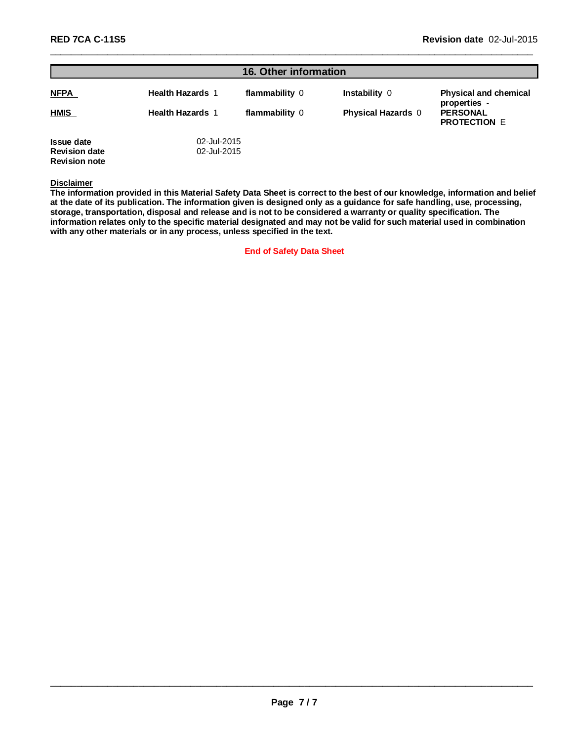## 16. Other information

| | | | | |
|---|---|---|---|---|
| **NFPA** | **Health Hazards** 1 | **flammability** 0 | **Instability** 0 | **Physical and chemical properties** - |
| **HMIS** | **Health Hazards** 1 | **flammability** 0 | **Physical Hazards** 0 | **PERSONAL PROTECTION** E |

**Issue date** 02-Jul-2015
**Revision date** 02-Jul-2015
**Revision note**

**Disclaimer**

**The information provided in this Material Safety Data Sheet is correct to the best of our knowledge, information and belief at the date of its publication. The information given is designed only as a guidance for safe handling, use, processing, storage, transportation, disposal and release and is not to be considered a warranty or quality specification. The information relates only to the specific material designated and may not be valid for such material used in combination with any other materials or in any process, unless specified in the text.**

**End of Safety Data Sheet**